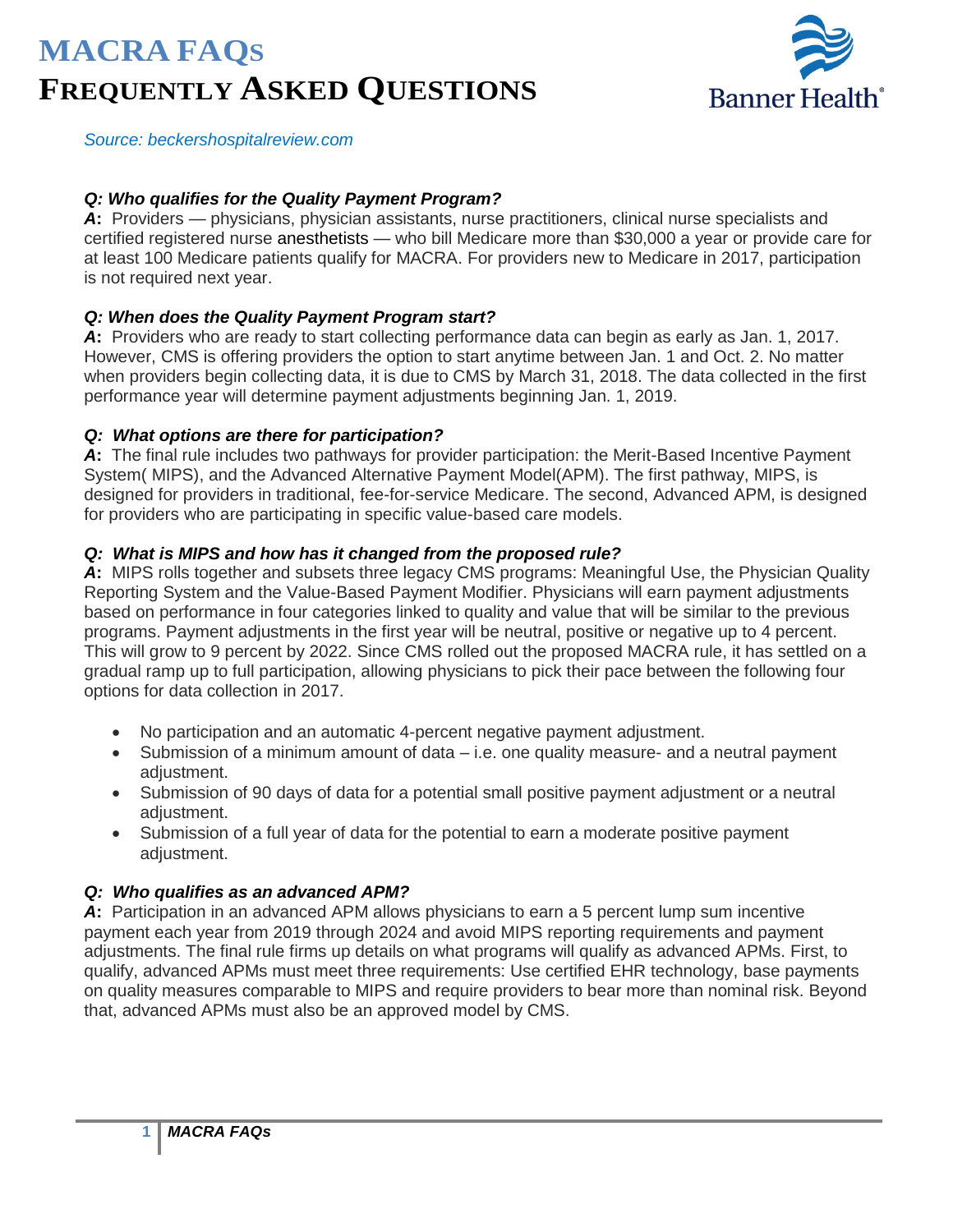# MACRA FAQs

# FREQUENTLY ASKED QUESTIONS

*Source: beckershospitalreview.com*

***Q: Who qualifies for the Quality Payment Program?***

***A*: ** Providers — physicians, physician assistants, nurse practitioners, clinical nurse specialists and certified registered nurse anesthetists — who bill Medicare more than $30,000 a year or provide care for at least 100 Medicare patients qualify for MACRA. For providers new to Medicare in 2017, participation is not required next year.

***Q: When does the Quality Payment Program start?***

***A*: ** Providers who are ready to start collecting performance data can begin as early as Jan. 1, 2017. However, CMS is offering providers the option to start anytime between Jan. 1 and Oct. 2. No matter when providers begin collecting data, it is due to CMS by March 31, 2018. The data collected in the first performance year will determine payment adjustments beginning Jan. 1, 2019.

***Q: What options are there for participation?***

***A*: ** The final rule includes two pathways for provider participation: the Merit-Based Incentive Payment System( MIPS), and the Advanced Alternative Payment Model(APM). The first pathway, MIPS, is designed for providers in traditional, fee-for-service Medicare. The second, Advanced APM, is designed for providers who are participating in specific value-based care models.

***Q: What is MIPS and how has it changed from the proposed rule?***

***A*: ** MIPS rolls together and subsets three legacy CMS programs: Meaningful Use, the Physician Quality Reporting System and the Value-Based Payment Modifier. Physicians will earn payment adjustments based on performance in four categories linked to quality and value that will be similar to the previous programs. Payment adjustments in the first year will be neutral, positive or negative up to 4 percent. This will grow to 9 percent by 2022. Since CMS rolled out the proposed MACRA rule, it has settled on a gradual ramp up to full participation, allowing physicians to pick their pace between the following four options for data collection in 2017.

- No participation and an automatic 4-percent negative payment adjustment.
- Submission of a minimum amount of data – i.e. one quality measure- and a neutral payment adjustment.
- Submission of 90 days of data for a potential small positive payment adjustment or a neutral adjustment.
- Submission of a full year of data for the potential to earn a moderate positive payment adjustment.

***Q: Who qualifies as an advanced APM?***

***A*: ** Participation in an advanced APM allows physicians to earn a 5 percent lump sum incentive payment each year from 2019 through 2024 and avoid MIPS reporting requirements and payment adjustments. The final rule firms up details on what programs will qualify as advanced APMs. First, to qualify, advanced APMs must meet three requirements: Use certified EHR technology, base payments on quality measures comparable to MIPS and require providers to bear more than nominal risk. Beyond that, advanced APMs must also be an approved model by CMS.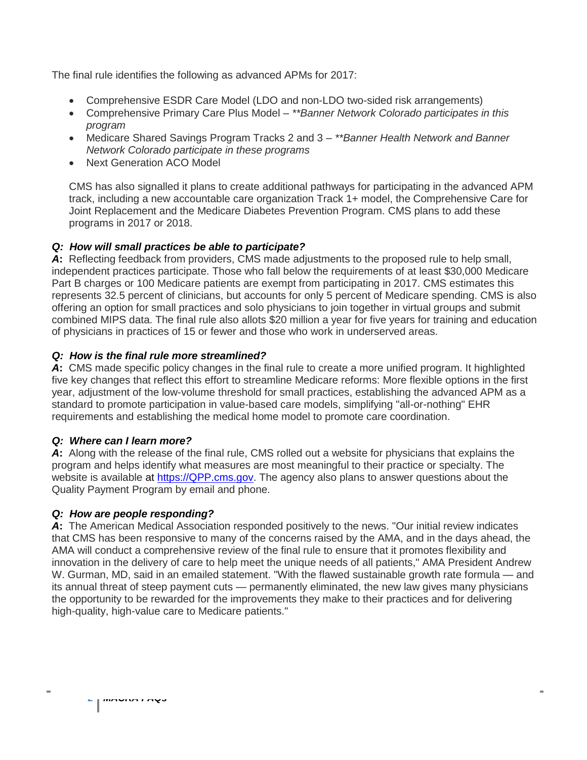The final rule identifies the following as advanced APMs for 2017:

- Comprehensive ESDR Care Model (LDO and non-LDO two-sided risk arrangements)
- Comprehensive Primary Care Plus Model – *\*\*Banner Network Colorado participates in this program*
- Medicare Shared Savings Program Tracks 2 and 3 – *\*\*Banner Health Network and Banner Network Colorado participate in these programs*
- Next Generation ACO Model

CMS has also signalled it plans to create additional pathways for participating in the advanced APM track, including a new accountable care organization Track 1+ model, the Comprehensive Care for Joint Replacement and the Medicare Diabetes Prevention Program. CMS plans to add these programs in 2017 or 2018.

***Q: How will small practices be able to participate?***

***A*:** Reflecting feedback from providers, CMS made adjustments to the proposed rule to help small, independent practices participate. Those who fall below the requirements of at least $30,000 Medicare Part B charges or 100 Medicare patients are exempt from participating in 2017. CMS estimates this represents 32.5 percent of clinicians, but accounts for only 5 percent of Medicare spending. CMS is also offering an option for small practices and solo physicians to join together in virtual groups and submit combined MIPS data. The final rule also allots $20 million a year for five years for training and education of physicians in practices of 15 or fewer and those who work in underserved areas.

***Q: How is the final rule more streamlined?***

***A*:** CMS made specific policy changes in the final rule to create a more unified program. It highlighted five key changes that reflect this effort to streamline Medicare reforms: More flexible options in the first year, adjustment of the low-volume threshold for small practices, establishing the advanced APM as a standard to promote participation in value-based care models, simplifying "all-or-nothing" EHR requirements and establishing the medical home model to promote care coordination.

***Q: Where can I learn more?***

***A*:** Along with the release of the final rule, CMS rolled out a website for physicians that explains the program and helps identify what measures are most meaningful to their practice or specialty. The website is available at [https://QPP.cms.gov](https://QPP.cms.gov). The agency also plans to answer questions about the Quality Payment Program by email and phone.

***Q: How are people responding?***

***A*:** The American Medical Association responded positively to the news. "Our initial review indicates that CMS has been responsive to many of the concerns raised by the AMA, and in the days ahead, the AMA will conduct a comprehensive review of the final rule to ensure that it promotes flexibility and innovation in the delivery of care to help meet the unique needs of all patients," AMA President Andrew W. Gurman, MD, said in an emailed statement. "With the flawed sustainable growth rate formula — and its annual threat of steep payment cuts — permanently eliminated, the new law gives many physicians the opportunity to be rewarded for the improvements they make to their practices and for delivering high-quality, high-value care to Medicare patients."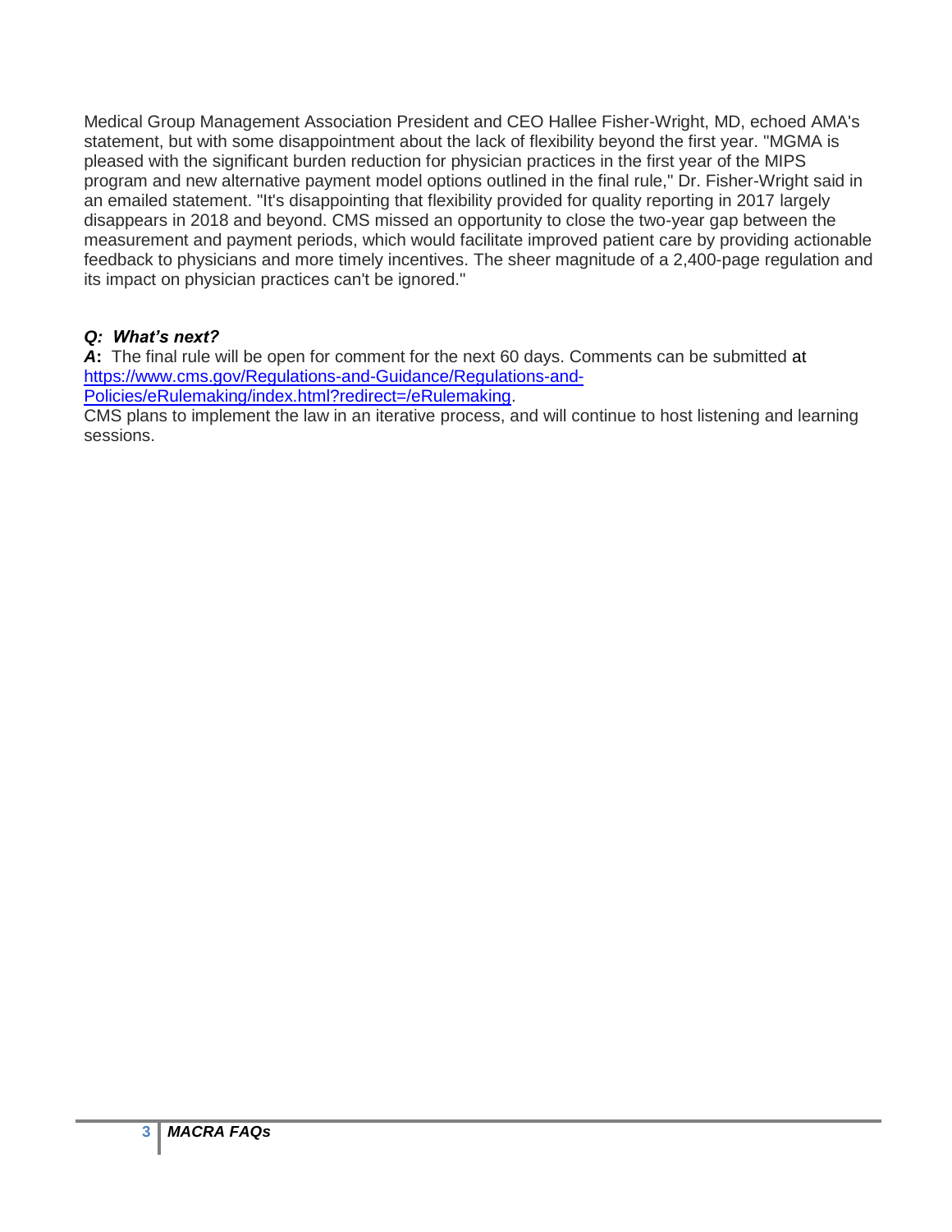Medical Group Management Association President and CEO Hallee Fisher-Wright, MD, echoed AMA's statement, but with some disappointment about the lack of flexibility beyond the first year. "MGMA is pleased with the significant burden reduction for physician practices in the first year of the MIPS program and new alternative payment model options outlined in the final rule," Dr. Fisher-Wright said in an emailed statement. "It's disappointing that flexibility provided for quality reporting in 2017 largely disappears in 2018 and beyond. CMS missed an opportunity to close the two-year gap between the measurement and payment periods, which would facilitate improved patient care by providing actionable feedback to physicians and more timely incentives. The sheer magnitude of a 2,400-page regulation and its impact on physician practices can't be ignored."

***Q: What's next?***

***A*: The final rule will be open for comment for the next 60 days. Comments can be submitted at [https://www.cms.gov/Regulations-and-Guidance/Regulations-and-Policies/eRulemaking/index.html?redirect=/eRulemaking](https://www.cms.gov/Regulations-and-Guidance/Regulations-and-Policies/eRulemaking/index.html?redirect=/eRulemaking).

CMS plans to implement the law in an iterative process, and will continue to host listening and learning sessions.